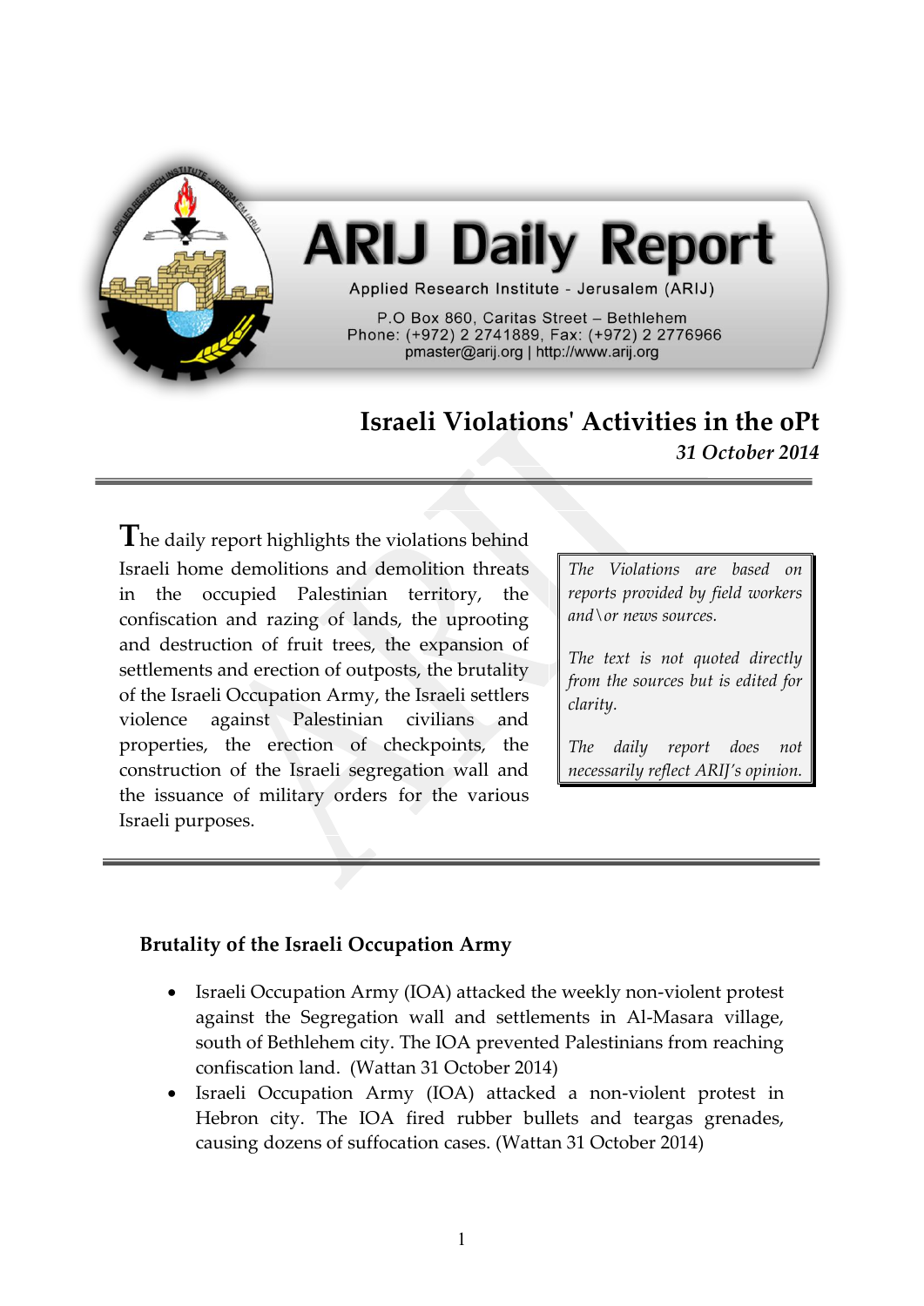# ARIJ Daily Report

Applied Research Institute - Jerusalem (ARIJ)

P.O Box 860, Caritas Street – Bethlehem
Phone: (+972) 2 2741889, Fax: (+972) 2 2776966
pmaster@arij.org | http://www.arij.org

## Israeli Violations' Activities in the oPt

*31 October 2014*

The daily report highlights the violations behind Israeli home demolitions and demolition threats in the occupied Palestinian territory, the confiscation and razing of lands, the uprooting and destruction of fruit trees, the expansion of settlements and erection of outposts, the brutality of the Israeli Occupation Army, the Israeli settlers violence against Palestinian civilians and properties, the erection of checkpoints, the construction of the Israeli segregation wall and the issuance of military orders for the various Israeli purposes.

*The Violations are based on reports provided by field workers and\or news sources.*

*The text is not quoted directly from the sources but is edited for clarity.*

*The daily report does not necessarily reflect ARIJ's opinion.*

### Brutality of the Israeli Occupation Army

- Israeli Occupation Army (IOA) attacked the weekly non-violent protest against the Segregation wall and settlements in Al-Masara village, south of Bethlehem city. The IOA prevented Palestinians from reaching confiscation land. (Wattan 31 October 2014)
- Israeli Occupation Army (IOA) attacked a non-violent protest in Hebron city. The IOA fired rubber bullets and teargas grenades, causing dozens of suffocation cases. (Wattan 31 October 2014)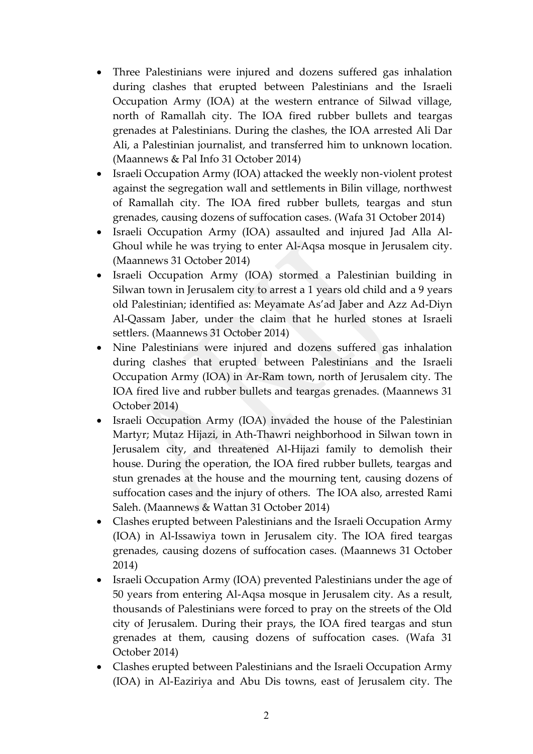- Three Palestinians were injured and dozens suffered gas inhalation during clashes that erupted between Palestinians and the Israeli Occupation Army (IOA) at the western entrance of Silwad village, north of Ramallah city. The IOA fired rubber bullets and teargas grenades at Palestinians. During the clashes, the IOA arrested Ali Dar Ali, a Palestinian journalist, and transferred him to unknown location. (Maannews & Pal Info 31 October 2014)
- Israeli Occupation Army (IOA) attacked the weekly non-violent protest against the segregation wall and settlements in Bilin village, northwest of Ramallah city. The IOA fired rubber bullets, teargas and stun grenades, causing dozens of suffocation cases. (Wafa 31 October 2014)
- Israeli Occupation Army (IOA) assaulted and injured Jad Alla Al-Ghoul while he was trying to enter Al-Aqsa mosque in Jerusalem city. (Maannews 31 October 2014)
- Israeli Occupation Army (IOA) stormed a Palestinian building in Silwan town in Jerusalem city to arrest a 1 years old child and a 9 years old Palestinian; identified as: Meyamate As'ad Jaber and Azz Ad-Diyn Al-Qassam Jaber, under the claim that he hurled stones at Israeli settlers. (Maannews 31 October 2014)
- Nine Palestinians were injured and dozens suffered gas inhalation during clashes that erupted between Palestinians and the Israeli Occupation Army (IOA) in Ar-Ram town, north of Jerusalem city. The IOA fired live and rubber bullets and teargas grenades. (Maannews 31 October 2014)
- Israeli Occupation Army (IOA) invaded the house of the Palestinian Martyr; Mutaz Hijazi, in Ath-Thawri neighborhood in Silwan town in Jerusalem city, and threatened Al-Hijazi family to demolish their house. During the operation, the IOA fired rubber bullets, teargas and stun grenades at the house and the mourning tent, causing dozens of suffocation cases and the injury of others. The IOA also, arrested Rami Saleh. (Maannews & Wattan 31 October 2014)
- Clashes erupted between Palestinians and the Israeli Occupation Army (IOA) in Al-Issawiya town in Jerusalem city. The IOA fired teargas grenades, causing dozens of suffocation cases. (Maannews 31 October 2014)
- Israeli Occupation Army (IOA) prevented Palestinians under the age of 50 years from entering Al-Aqsa mosque in Jerusalem city. As a result, thousands of Palestinians were forced to pray on the streets of the Old city of Jerusalem. During their prays, the IOA fired teargas and stun grenades at them, causing dozens of suffocation cases. (Wafa 31 October 2014)
- Clashes erupted between Palestinians and the Israeli Occupation Army (IOA) in Al-Eaziriya and Abu Dis towns, east of Jerusalem city. The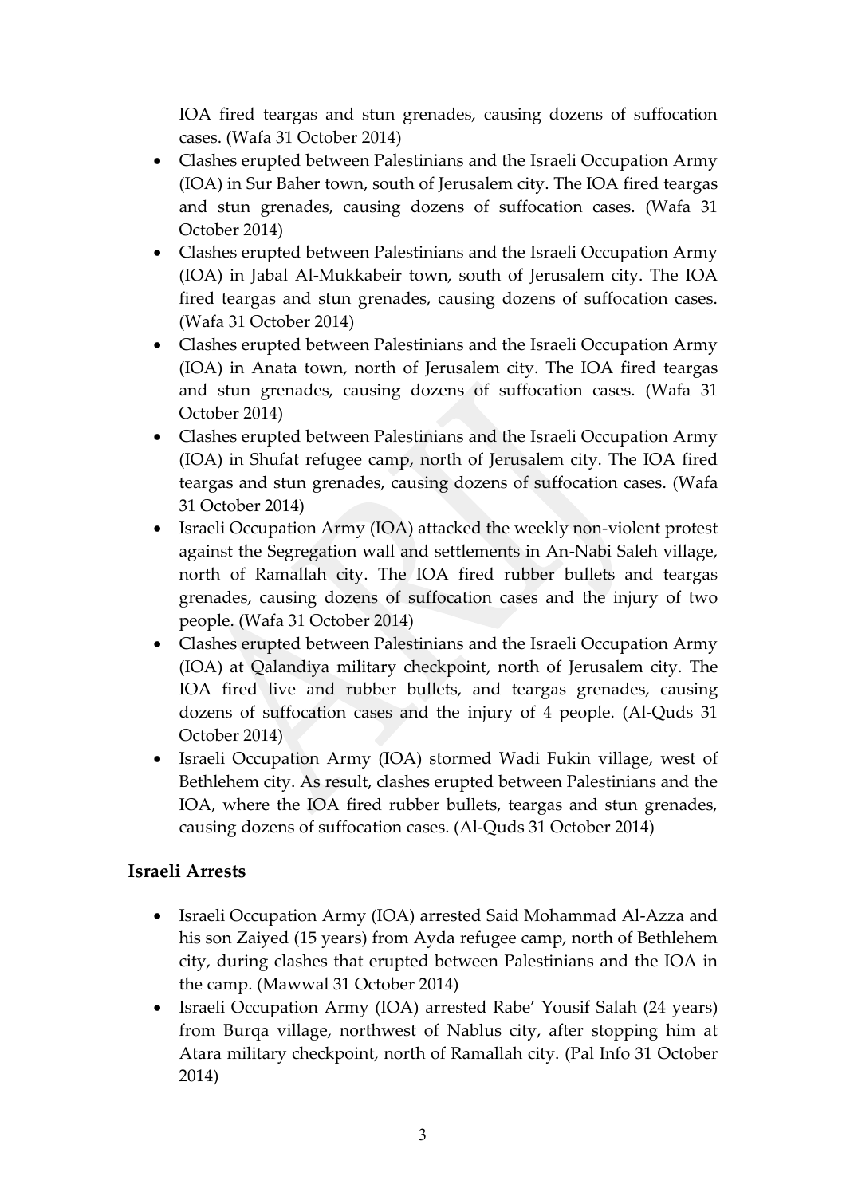IOA fired teargas and stun grenades, causing dozens of suffocation cases. (Wafa 31 October 2014)

- Clashes erupted between Palestinians and the Israeli Occupation Army (IOA) in Sur Baher town, south of Jerusalem city. The IOA fired teargas and stun grenades, causing dozens of suffocation cases. (Wafa 31 October 2014)
- Clashes erupted between Palestinians and the Israeli Occupation Army (IOA) in Jabal Al-Mukkabeir town, south of Jerusalem city. The IOA fired teargas and stun grenades, causing dozens of suffocation cases. (Wafa 31 October 2014)
- Clashes erupted between Palestinians and the Israeli Occupation Army (IOA) in Anata town, north of Jerusalem city. The IOA fired teargas and stun grenades, causing dozens of suffocation cases. (Wafa 31 October 2014)
- Clashes erupted between Palestinians and the Israeli Occupation Army (IOA) in Shufat refugee camp, north of Jerusalem city. The IOA fired teargas and stun grenades, causing dozens of suffocation cases. (Wafa 31 October 2014)
- Israeli Occupation Army (IOA) attacked the weekly non-violent protest against the Segregation wall and settlements in An-Nabi Saleh village, north of Ramallah city. The IOA fired rubber bullets and teargas grenades, causing dozens of suffocation cases and the injury of two people. (Wafa 31 October 2014)
- Clashes erupted between Palestinians and the Israeli Occupation Army (IOA) at Qalandiya military checkpoint, north of Jerusalem city. The IOA fired live and rubber bullets, and teargas grenades, causing dozens of suffocation cases and the injury of 4 people. (Al-Quds 31 October 2014)
- Israeli Occupation Army (IOA) stormed Wadi Fukin village, west of Bethlehem city. As result, clashes erupted between Palestinians and the IOA, where the IOA fired rubber bullets, teargas and stun grenades, causing dozens of suffocation cases. (Al-Quds 31 October 2014)

### Israeli Arrests

- Israeli Occupation Army (IOA) arrested Said Mohammad Al-Azza and his son Zaiyed (15 years) from Ayda refugee camp, north of Bethlehem city, during clashes that erupted between Palestinians and the IOA in the camp. (Mawwal 31 October 2014)
- Israeli Occupation Army (IOA) arrested Rabe' Yousif Salah (24 years) from Burqa village, northwest of Nablus city, after stopping him at Atara military checkpoint, north of Ramallah city. (Pal Info 31 October 2014)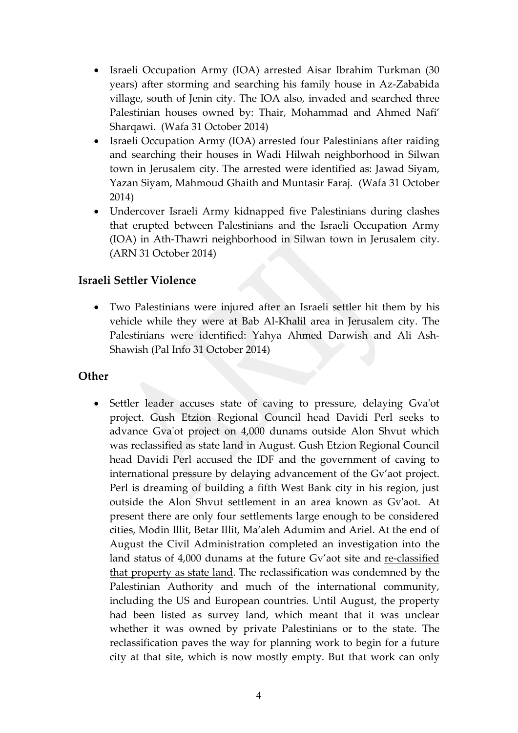- Israeli Occupation Army (IOA) arrested Aisar Ibrahim Turkman (30 years) after storming and searching his family house in Az-Zababida village, south of Jenin city. The IOA also, invaded and searched three Palestinian houses owned by: Thair, Mohammad and Ahmed Nafi' Sharqawi. (Wafa 31 October 2014)
- Israeli Occupation Army (IOA) arrested four Palestinians after raiding and searching their houses in Wadi Hilwah neighborhood in Silwan town in Jerusalem city. The arrested were identified as: Jawad Siyam, Yazan Siyam, Mahmoud Ghaith and Muntasir Faraj. (Wafa 31 October 2014)
- Undercover Israeli Army kidnapped five Palestinians during clashes that erupted between Palestinians and the Israeli Occupation Army (IOA) in Ath-Thawri neighborhood in Silwan town in Jerusalem city. (ARN 31 October 2014)

### Israeli Settler Violence

- Two Palestinians were injured after an Israeli settler hit them by his vehicle while they were at Bab Al-Khalil area in Jerusalem city. The Palestinians were identified: Yahya Ahmed Darwish and Ali Ash-Shawish (Pal Info 31 October 2014)

### Other

- Settler leader accuses state of caving to pressure, delaying Gva'ot project. Gush Etzion Regional Council head Davidi Perl seeks to advance Gva'ot project on 4,000 dunams outside Alon Shvut which was reclassified as state land in August. Gush Etzion Regional Council head Davidi Perl accused the IDF and the government of caving to international pressure by delaying advancement of the Gv'aot project. Perl is dreaming of building a fifth West Bank city in his region, just outside the Alon Shvut settlement in an area known as Gv'aot. At present there are only four settlements large enough to be considered cities, Modin Illit, Betar Illit, Ma'aleh Adumim and Ariel. At the end of August the Civil Administration completed an investigation into the land status of 4,000 dunams at the future Gv'aot site and re-classified that property as state land. The reclassification was condemned by the Palestinian Authority and much of the international community, including the US and European countries. Until August, the property had been listed as survey land, which meant that it was unclear whether it was owned by private Palestinians or to the state. The reclassification paves the way for planning work to begin for a future city at that site, which is now mostly empty. But that work can only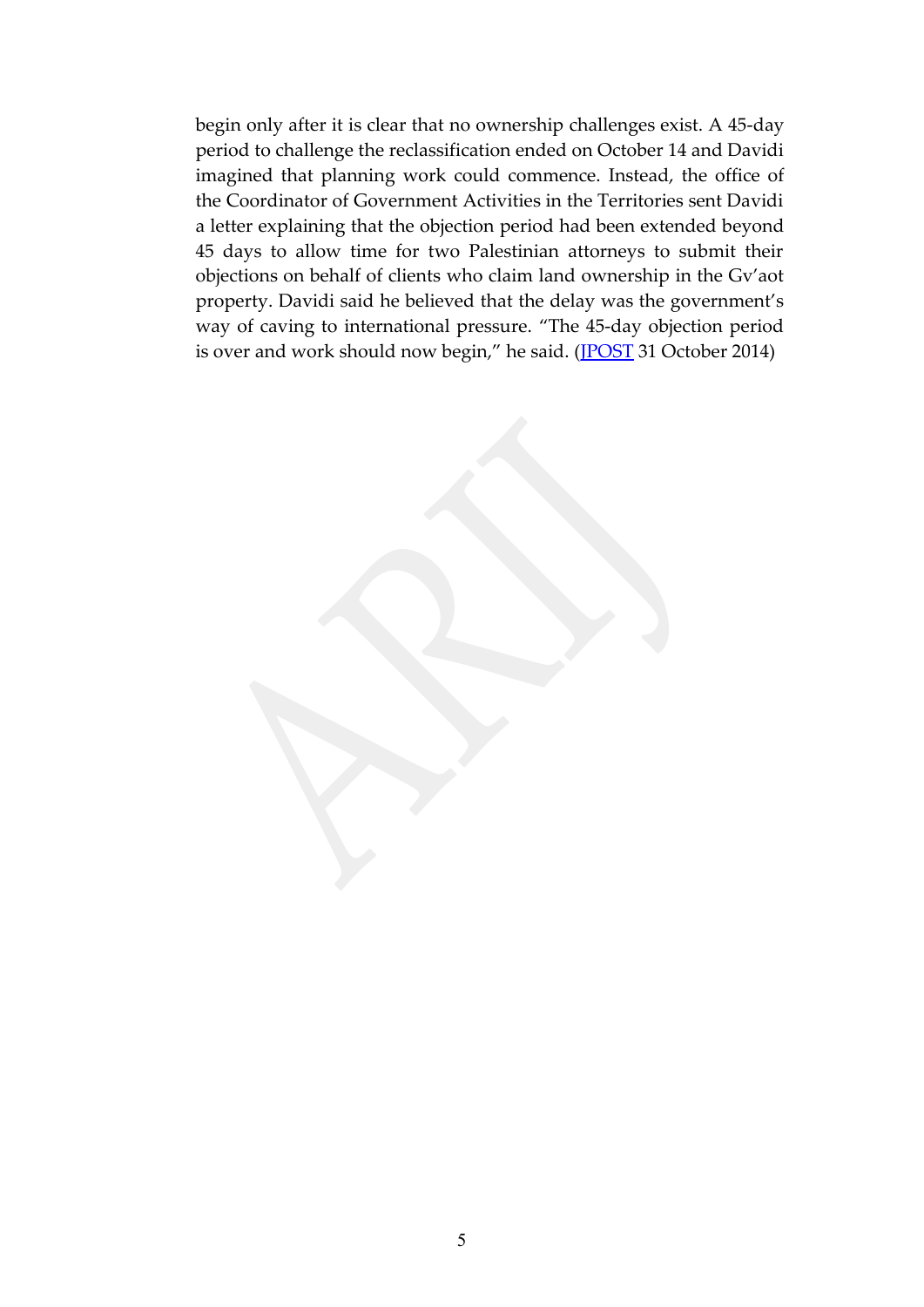begin only after it is clear that no ownership challenges exist. A 45-day period to challenge the reclassification ended on October 14 and Davidi imagined that planning work could commence. Instead, the office of the Coordinator of Government Activities in the Territories sent Davidi a letter explaining that the objection period had been extended beyond 45 days to allow time for two Palestinian attorneys to submit their objections on behalf of clients who claim land ownership in the Gv'aot property. Davidi said he believed that the delay was the government's way of caving to international pressure. "The 45-day objection period is over and work should now begin," he said. (JPOST 31 October 2014)